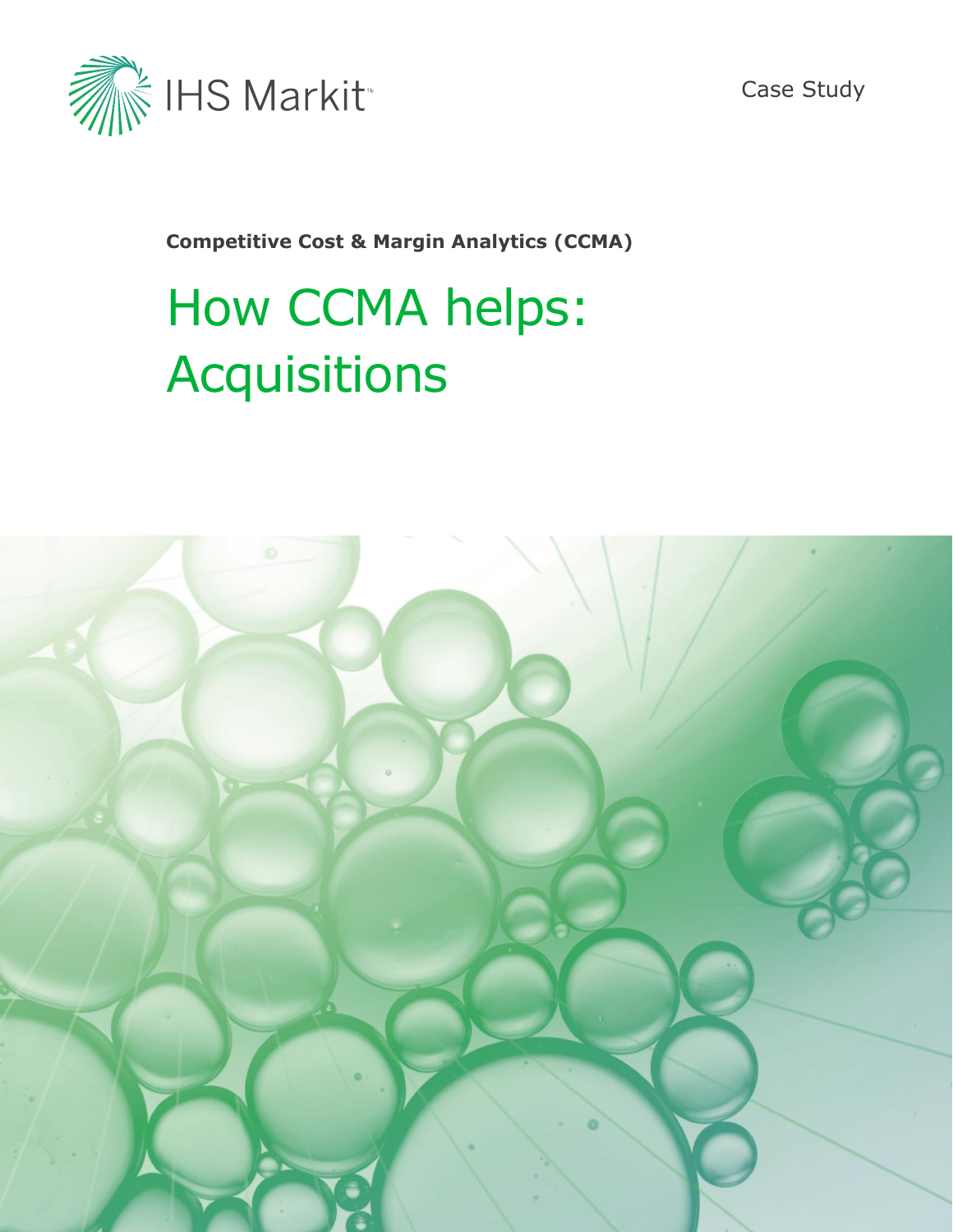IHS Markit

Case Study

**Competitive Cost & Margin Analytics (CCMA)**

# How CCMA helps: Acquisitions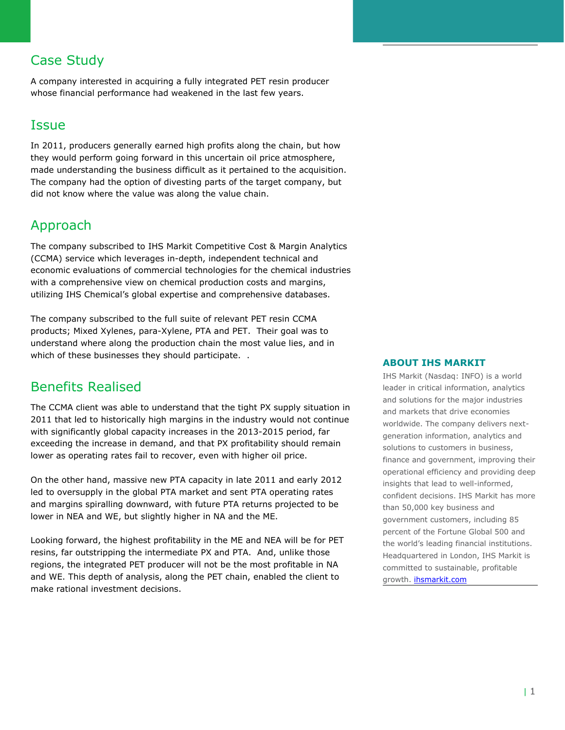## Case Study

A company interested in acquiring a fully integrated PET resin producer whose financial performance had weakened in the last few years.

## Issue

In 2011, producers generally earned high profits along the chain, but how they would perform going forward in this uncertain oil price atmosphere, made understanding the business difficult as it pertained to the acquisition. The company had the option of divesting parts of the target company, but did not know where the value was along the value chain.

## Approach

The company subscribed to IHS Markit Competitive Cost & Margin Analytics (CCMA) service which leverages in-depth, independent technical and economic evaluations of commercial technologies for the chemical industries with a comprehensive view on chemical production costs and margins, utilizing IHS Chemical's global expertise and comprehensive databases.

The company subscribed to the full suite of relevant PET resin CCMA products; Mixed Xylenes, para-Xylene, PTA and PET. Their goal was to understand where along the production chain the most value lies, and in which of these businesses they should participate. .

## Benefits Realised

The CCMA client was able to understand that the tight PX supply situation in 2011 that led to historically high margins in the industry would not continue with significantly global capacity increases in the 2013-2015 period, far exceeding the increase in demand, and that PX profitability should remain lower as operating rates fail to recover, even with higher oil price.

On the other hand, massive new PTA capacity in late 2011 and early 2012 led to oversupply in the global PTA market and sent PTA operating rates and margins spiralling downward, with future PTA returns projected to be lower in NEA and WE, but slightly higher in NA and the ME.

Looking forward, the highest profitability in the ME and NEA will be for PET resins, far outstripping the intermediate PX and PTA. And, unlike those regions, the integrated PET producer will not be the most profitable in NA and WE. This depth of analysis, along the PET chain, enabled the client to make rational investment decisions.

**ABOUT IHS MARKIT**

IHS Markit (Nasdaq: INFO) is a world leader in critical information, analytics and solutions for the major industries and markets that drive economies worldwide. The company delivers next-generation information, analytics and solutions to customers in business, finance and government, improving their operational efficiency and providing deep insights that lead to well-informed, confident decisions. IHS Markit has more than 50,000 key business and government customers, including 85 percent of the Fortune Global 500 and the world's leading financial institutions. Headquartered in London, IHS Markit is committed to sustainable, profitable growth. [ihsmarkit.com](http://ihsmarkit.com)